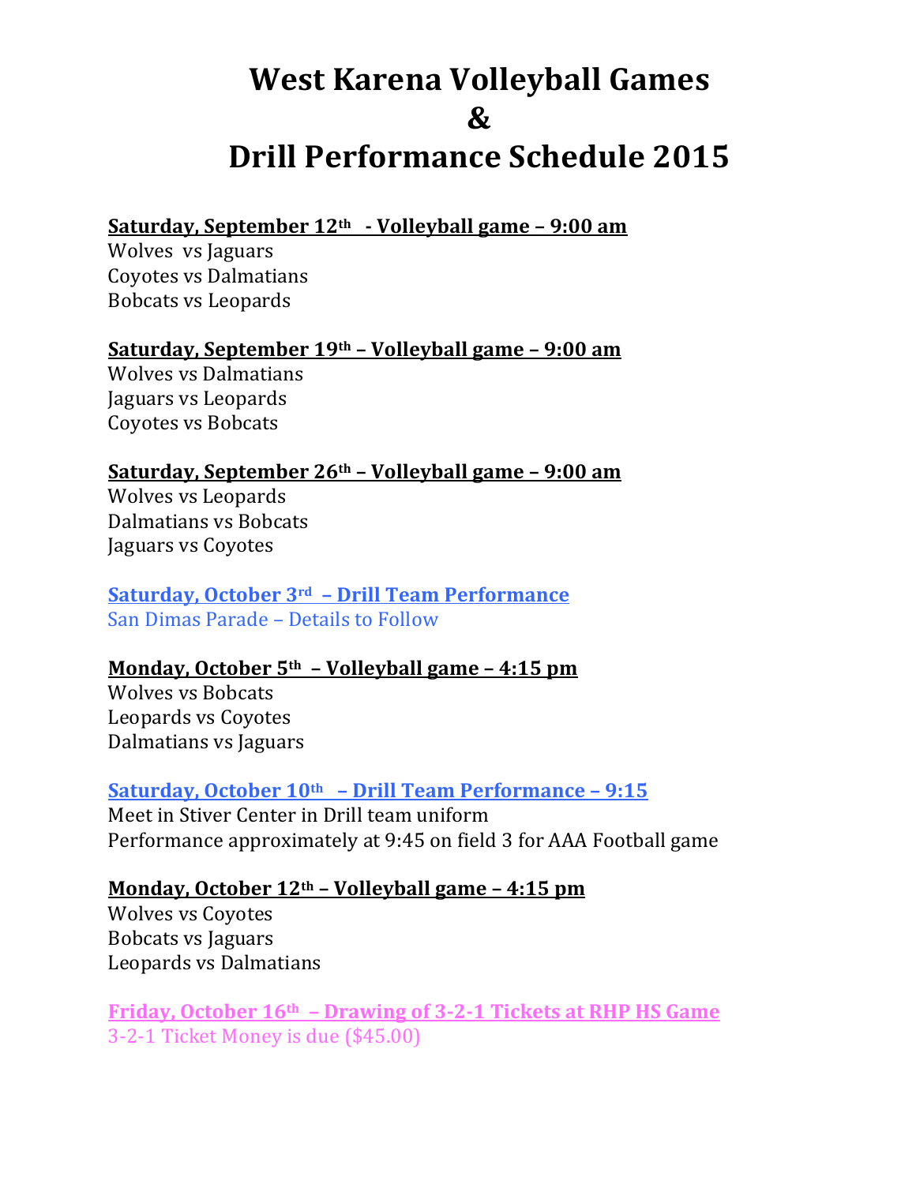# West Karena Volleyball Games
# &
# Drill Performance Schedule 2015

**Saturday, September 12th - Volleyball game – 9:00 am**

Wolves vs Jaguars
Coyotes vs Dalmatians
Bobcats vs Leopards

**Saturday, September 19th – Volleyball game – 9:00 am**

Wolves vs Dalmatians
Jaguars vs Leopards
Coyotes vs Bobcats

**Saturday, September 26th – Volleyball game – 9:00 am**

Wolves vs Leopards
Dalmatians vs Bobcats
Jaguars vs Coyotes

**Saturday, October 3rd – Drill Team Performance**

San Dimas Parade – Details to Follow

**Monday, October 5th – Volleyball game – 4:15 pm**

Wolves vs Bobcats
Leopards vs Coyotes
Dalmatians vs Jaguars

**Saturday, October 10th – Drill Team Performance – 9:15**

Meet in Stiver Center in Drill team uniform
Performance approximately at 9:45 on field 3 for AAA Football game

**Monday, October 12th – Volleyball game – 4:15 pm**

Wolves vs Coyotes
Bobcats vs Jaguars
Leopards vs Dalmatians

**Friday, October 16th – Drawing of 3-2-1 Tickets at RHP HS Game**

3-2-1 Ticket Money is due ($45.00)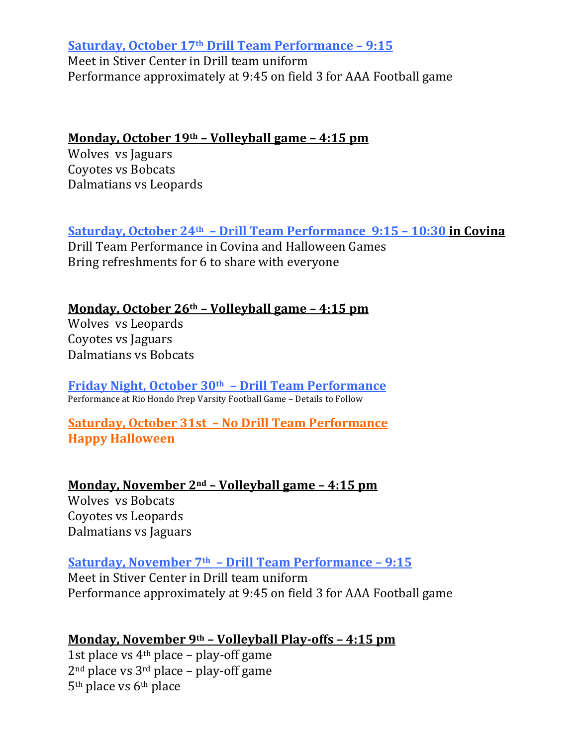**Saturday, October 17th Drill Team Performance – 9:15**

Meet in Stiver Center in Drill team uniform

Performance approximately at 9:45 on field 3 for AAA Football game

**Monday, October 19th – Volleyball game – 4:15 pm**

Wolves vs Jaguars

Coyotes vs Bobcats

Dalmatians vs Leopards

**Saturday, October 24th – Drill Team Performance 9:15 – 10:30 in Covina**

Drill Team Performance in Covina and Halloween Games

Bring refreshments for 6 to share with everyone

**Monday, October 26th – Volleyball game – 4:15 pm**

Wolves vs Leopards

Coyotes vs Jaguars

Dalmatians vs Bobcats

**Friday Night, October 30th – Drill Team Performance**

Performance at Rio Hondo Prep Varsity Football Game – Details to Follow

**Saturday, October 31st – No Drill Team Performance**

**Happy Halloween**

**Monday, November 2nd – Volleyball game – 4:15 pm**

Wolves vs Bobcats

Coyotes vs Leopards

Dalmatians vs Jaguars

**Saturday, November 7th – Drill Team Performance – 9:15**

Meet in Stiver Center in Drill team uniform

Performance approximately at 9:45 on field 3 for AAA Football game

**Monday, November 9th – Volleyball Play-offs – 4:15 pm**

1st place vs 4th place – play-off game

2nd place vs 3rd place – play-off game

5th place vs 6th place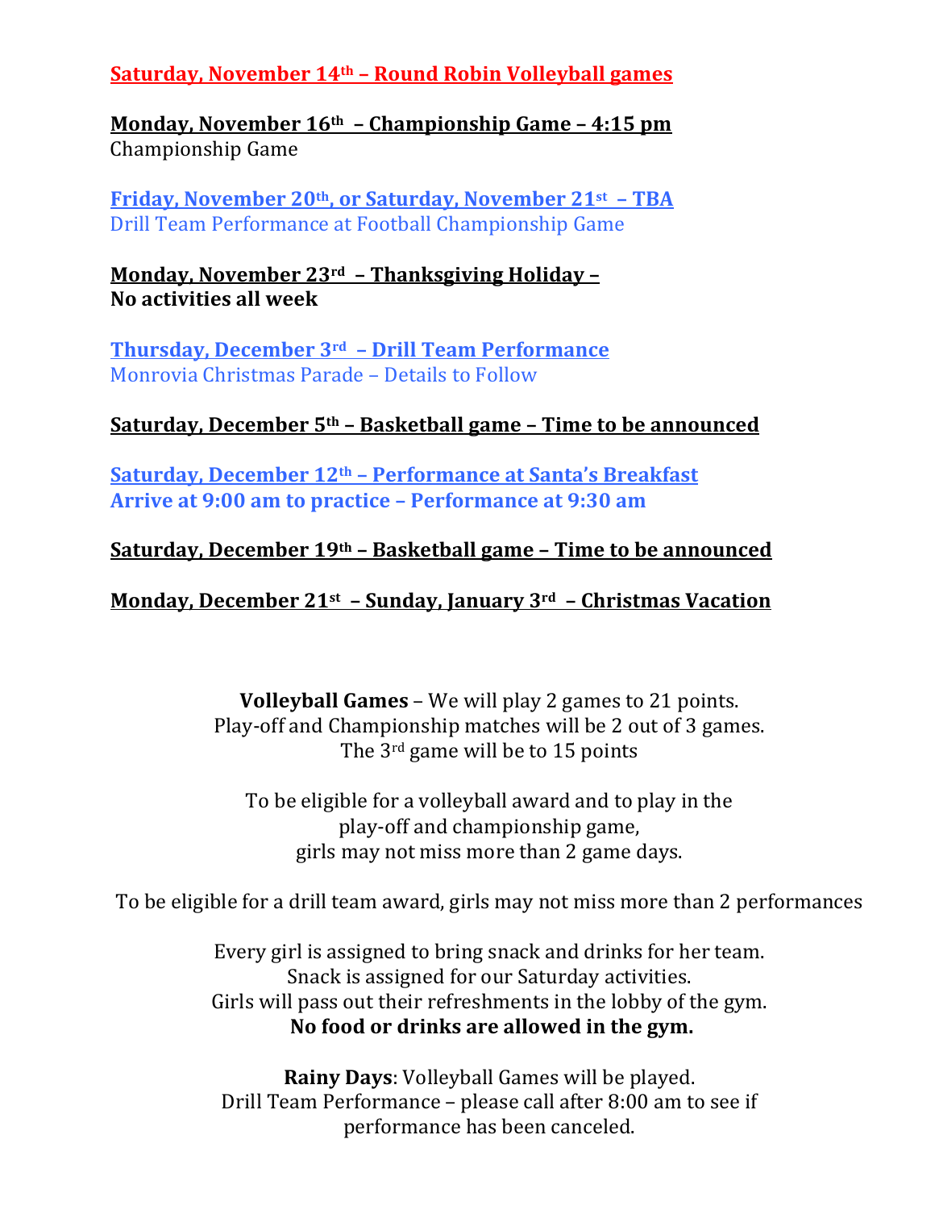**Saturday, November 14th – Round Robin Volleyball games**

**Monday, November 16th – Championship Game – 4:15 pm**
Championship Game

**Friday, November 20th, or Saturday, November 21st – TBA**
Drill Team Performance at Football Championship Game

**Monday, November 23rd – Thanksgiving Holiday –**
**No activities all week**

**Thursday, December 3rd – Drill Team Performance**
Monrovia Christmas Parade – Details to Follow

**Saturday, December 5th – Basketball game – Time to be announced**

**Saturday, December 12th – Performance at Santa's Breakfast**
**Arrive at 9:00 am to practice – Performance at 9:30 am**

**Saturday, December 19th – Basketball game – Time to be announced**

**Monday, December 21st – Sunday, January 3rd – Christmas Vacation**

**Volleyball Games** – We will play 2 games to 21 points.
Play-off and Championship matches will be 2 out of 3 games.
The 3rd game will be to 15 points

To be eligible for a volleyball award and to play in the
play-off and championship game,
girls may not miss more than 2 game days.

To be eligible for a drill team award, girls may not miss more than 2 performances

Every girl is assigned to bring snack and drinks for her team.
Snack is assigned for our Saturday activities.
Girls will pass out their refreshments in the lobby of the gym.
**No food or drinks are allowed in the gym.**

**Rainy Days**: Volleyball Games will be played.
Drill Team Performance – please call after 8:00 am to see if
performance has been canceled.